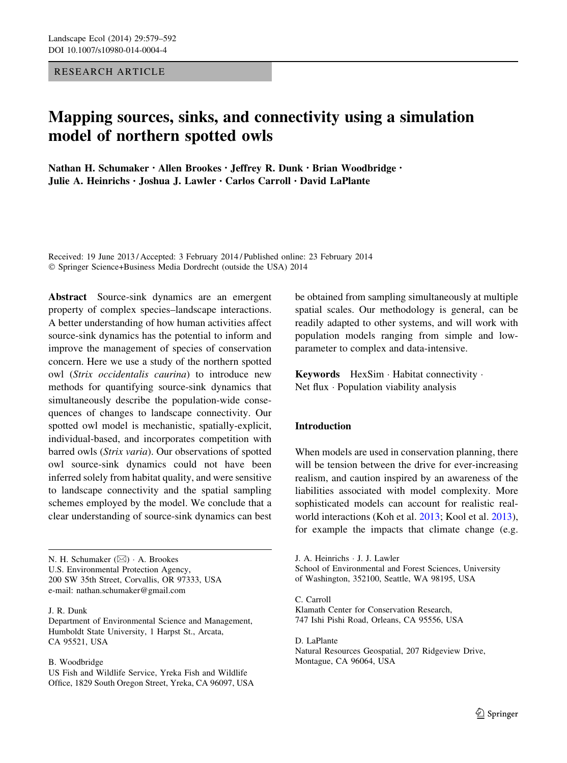RESEARCH ARTICLE

# Mapping sources, sinks, and connectivity using a simulation model of northern spotted owls

**Nathan H. Schumaker · Allen Brookes · Jeffrey R. Dunk · Brian Woodbridge · Julie A. Heinrichs · Joshua J. Lawler · Carlos Carroll · David LaPlante**

Received: 19 June 2013 / Accepted: 3 February 2014 / Published online: 23 February 2014
© Springer Science+Business Media Dordrecht (outside the USA) 2014

**Abstract** Source-sink dynamics are an emergent property of complex species–landscape interactions. A better understanding of how human activities affect source-sink dynamics has the potential to inform and improve the management of species of conservation concern. Here we use a study of the northern spotted owl (*Strix occidentalis caurina*) to introduce new methods for quantifying source-sink dynamics that simultaneously describe the population-wide consequences of changes to landscape connectivity. Our spotted owl model is mechanistic, spatially-explicit, individual-based, and incorporates competition with barred owls (*Strix varia*). Our observations of spotted owl source-sink dynamics could not have been inferred solely from habitat quality, and were sensitive to landscape connectivity and the spatial sampling schemes employed by the model. We conclude that a clear understanding of source-sink dynamics can best be obtained from sampling simultaneously at multiple spatial scales. Our methodology is general, can be readily adapted to other systems, and will work with population models ranging from simple and low-parameter to complex and data-intensive.

**Keywords** HexSim · Habitat connectivity · Net flux · Population viability analysis

## Introduction

When models are used in conservation planning, there will be tension between the drive for ever-increasing realism, and caution inspired by an awareness of the liabilities associated with model complexity. More sophisticated models can account for realistic real-world interactions (Koh et al. 2013; Kool et al. 2013), for example the impacts that climate change (e.g.

N. H. Schumaker (✉) · A. Brookes
U.S. Environmental Protection Agency,
200 SW 35th Street, Corvallis, OR 97333, USA
e-mail: nathan.schumaker@gmail.com

J. R. Dunk
Department of Environmental Science and Management,
Humboldt State University, 1 Harpst St., Arcata,
CA 95521, USA

B. Woodbridge
US Fish and Wildlife Service, Yreka Fish and Wildlife
Office, 1829 South Oregon Street, Yreka, CA 96097, USA

J. A. Heinrichs · J. J. Lawler
School of Environmental and Forest Sciences, University
of Washington, 352100, Seattle, WA 98195, USA

C. Carroll
Klamath Center for Conservation Research,
747 Ishi Pishi Road, Orleans, CA 95556, USA

D. LaPlante
Natural Resources Geospatial, 207 Ridgeview Drive,
Montague, CA 96064, USA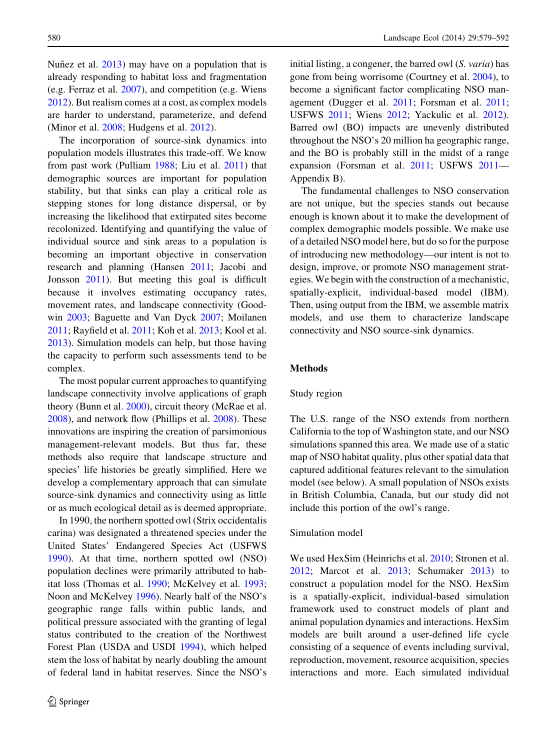Nuñez et al. 2013) may have on a population that is already responding to habitat loss and fragmentation (e.g. Ferraz et al. 2007), and competition (e.g. Wiens 2012). But realism comes at a cost, as complex models are harder to understand, parameterize, and defend (Minor et al. 2008; Hudgens et al. 2012).

The incorporation of source-sink dynamics into population models illustrates this trade-off. We know from past work (Pulliam 1988; Liu et al. 2011) that demographic sources are important for population stability, but that sinks can play a critical role as stepping stones for long distance dispersal, or by increasing the likelihood that extirpated sites become recolonized. Identifying and quantifying the value of individual source and sink areas to a population is becoming an important objective in conservation research and planning (Hansen 2011; Jacobi and Jonsson 2011). But meeting this goal is difficult because it involves estimating occupancy rates, movement rates, and landscape connectivity (Goodwin 2003; Baguette and Van Dyck 2007; Moilanen 2011; Rayfield et al. 2011; Koh et al. 2013; Kool et al. 2013). Simulation models can help, but those having the capacity to perform such assessments tend to be complex.

The most popular current approaches to quantifying landscape connectivity involve applications of graph theory (Bunn et al. 2000), circuit theory (McRae et al. 2008), and network flow (Phillips et al. 2008). These innovations are inspiring the creation of parsimonious management-relevant models. But thus far, these methods also require that landscape structure and species' life histories be greatly simplified. Here we develop a complementary approach that can simulate source-sink dynamics and connectivity using as little or as much ecological detail as is deemed appropriate.

In 1990, the northern spotted owl (Strix occidentalis carina) was designated a threatened species under the United States' Endangered Species Act (USFWS 1990). At that time, northern spotted owl (NSO) population declines were primarily attributed to habitat loss (Thomas et al. 1990; McKelvey et al. 1993; Noon and McKelvey 1996). Nearly half of the NSO's geographic range falls within public lands, and political pressure associated with the granting of legal status contributed to the creation of the Northwest Forest Plan (USDA and USDI 1994), which helped stem the loss of habitat by nearly doubling the amount of federal land in habitat reserves. Since the NSO's initial listing, a congener, the barred owl (*S. varia*) has gone from being worrisome (Courtney et al. 2004), to become a significant factor complicating NSO management (Dugger et al. 2011; Forsman et al. 2011; USFWS 2011; Wiens 2012; Yackulic et al. 2012). Barred owl (BO) impacts are unevenly distributed throughout the NSO's 20 million ha geographic range, and the BO is probably still in the midst of a range expansion (Forsman et al. 2011; USFWS 2011—Appendix B).

The fundamental challenges to NSO conservation are not unique, but the species stands out because enough is known about it to make the development of complex demographic models possible. We make use of a detailed NSO model here, but do so for the purpose of introducing new methodology—our intent is not to design, improve, or promote NSO management strategies. We begin with the construction of a mechanistic, spatially-explicit, individual-based model (IBM). Then, using output from the IBM, we assemble matrix models, and use them to characterize landscape connectivity and NSO source-sink dynamics.

## Methods

### Study region

The U.S. range of the NSO extends from northern California to the top of Washington state, and our NSO simulations spanned this area. We made use of a static map of NSO habitat quality, plus other spatial data that captured additional features relevant to the simulation model (see below). A small population of NSOs exists in British Columbia, Canada, but our study did not include this portion of the owl's range.

### Simulation model

We used HexSim (Heinrichs et al. 2010; Stronen et al. 2012; Marcot et al. 2013; Schumaker 2013) to construct a population model for the NSO. HexSim is a spatially-explicit, individual-based simulation framework used to construct models of plant and animal population dynamics and interactions. HexSim models are built around a user-defined life cycle consisting of a sequence of events including survival, reproduction, movement, resource acquisition, species interactions and more. Each simulated individual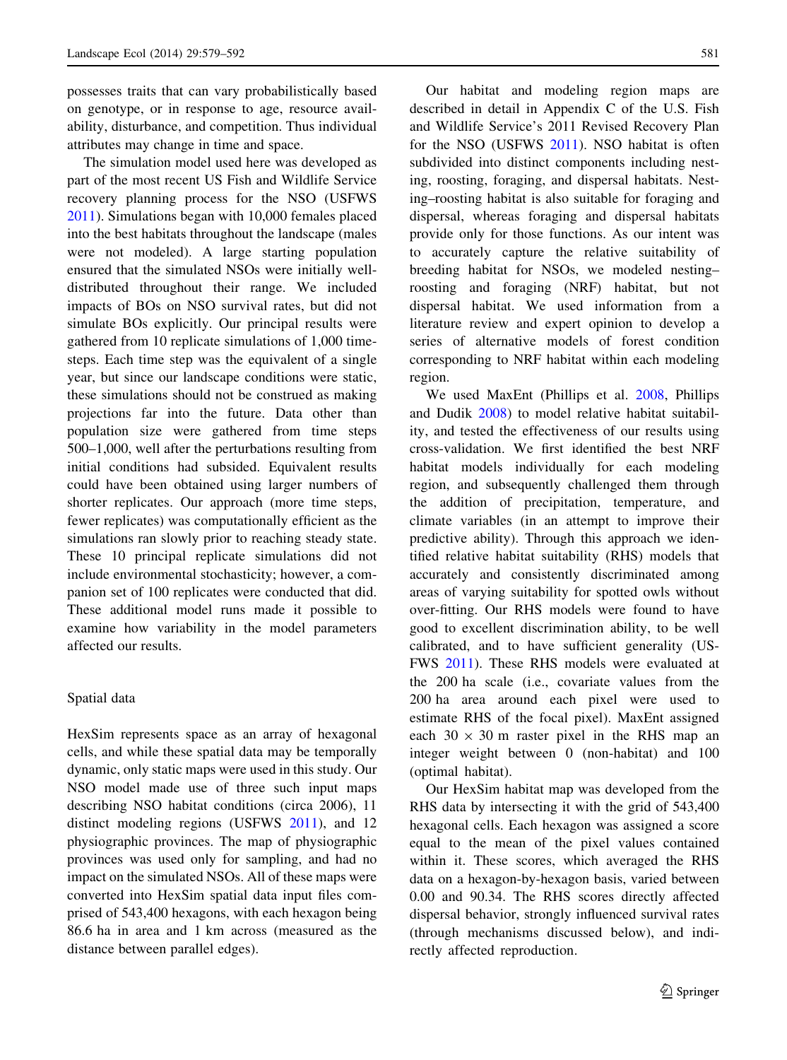possesses traits that can vary probabilistically based on genotype, or in response to age, resource availability, disturbance, and competition. Thus individual attributes may change in time and space.

The simulation model used here was developed as part of the most recent US Fish and Wildlife Service recovery planning process for the NSO (USFWS 2011). Simulations began with 10,000 females placed into the best habitats throughout the landscape (males were not modeled). A large starting population ensured that the simulated NSOs were initially well-distributed throughout their range. We included impacts of BOs on NSO survival rates, but did not simulate BOs explicitly. Our principal results were gathered from 10 replicate simulations of 1,000 time-steps. Each time step was the equivalent of a single year, but since our landscape conditions were static, these simulations should not be construed as making projections far into the future. Data other than population size were gathered from time steps 500–1,000, well after the perturbations resulting from initial conditions had subsided. Equivalent results could have been obtained using larger numbers of shorter replicates. Our approach (more time steps, fewer replicates) was computationally efficient as the simulations ran slowly prior to reaching steady state. These 10 principal replicate simulations did not include environmental stochasticity; however, a companion set of 100 replicates were conducted that did. These additional model runs made it possible to examine how variability in the model parameters affected our results.

## Spatial data

HexSim represents space as an array of hexagonal cells, and while these spatial data may be temporally dynamic, only static maps were used in this study. Our NSO model made use of three such input maps describing NSO habitat conditions (circa 2006), 11 distinct modeling regions (USFWS 2011), and 12 physiographic provinces. The map of physiographic provinces was used only for sampling, and had no impact on the simulated NSOs. All of these maps were converted into HexSim spatial data input files comprised of 543,400 hexagons, with each hexagon being 86.6 ha in area and 1 km across (measured as the distance between parallel edges).

Our habitat and modeling region maps are described in detail in Appendix C of the U.S. Fish and Wildlife Service's 2011 Revised Recovery Plan for the NSO (USFWS 2011). NSO habitat is often subdivided into distinct components including nesting, roosting, foraging, and dispersal habitats. Nesting–roosting habitat is also suitable for foraging and dispersal, whereas foraging and dispersal habitats provide only for those functions. As our intent was to accurately capture the relative suitability of breeding habitat for NSOs, we modeled nesting–roosting and foraging (NRF) habitat, but not dispersal habitat. We used information from a literature review and expert opinion to develop a series of alternative models of forest condition corresponding to NRF habitat within each modeling region.

We used MaxEnt (Phillips et al. 2008, Phillips and Dudik 2008) to model relative habitat suitability, and tested the effectiveness of our results using cross-validation. We first identified the best NRF habitat models individually for each modeling region, and subsequently challenged them through the addition of precipitation, temperature, and climate variables (in an attempt to improve their predictive ability). Through this approach we identified relative habitat suitability (RHS) models that accurately and consistently discriminated among areas of varying suitability for spotted owls without over-fitting. Our RHS models were found to have good to excellent discrimination ability, to be well calibrated, and to have sufficient generality (USFWS 2011). These RHS models were evaluated at the 200 ha scale (i.e., covariate values from the 200 ha area around each pixel were used to estimate RHS of the focal pixel). MaxEnt assigned each $30 \times 30$ m raster pixel in the RHS map an integer weight between 0 (non-habitat) and 100 (optimal habitat).

Our HexSim habitat map was developed from the RHS data by intersecting it with the grid of 543,400 hexagonal cells. Each hexagon was assigned a score equal to the mean of the pixel values contained within it. These scores, which averaged the RHS data on a hexagon-by-hexagon basis, varied between 0.00 and 90.34. The RHS scores directly affected dispersal behavior, strongly influenced survival rates (through mechanisms discussed below), and indirectly affected reproduction.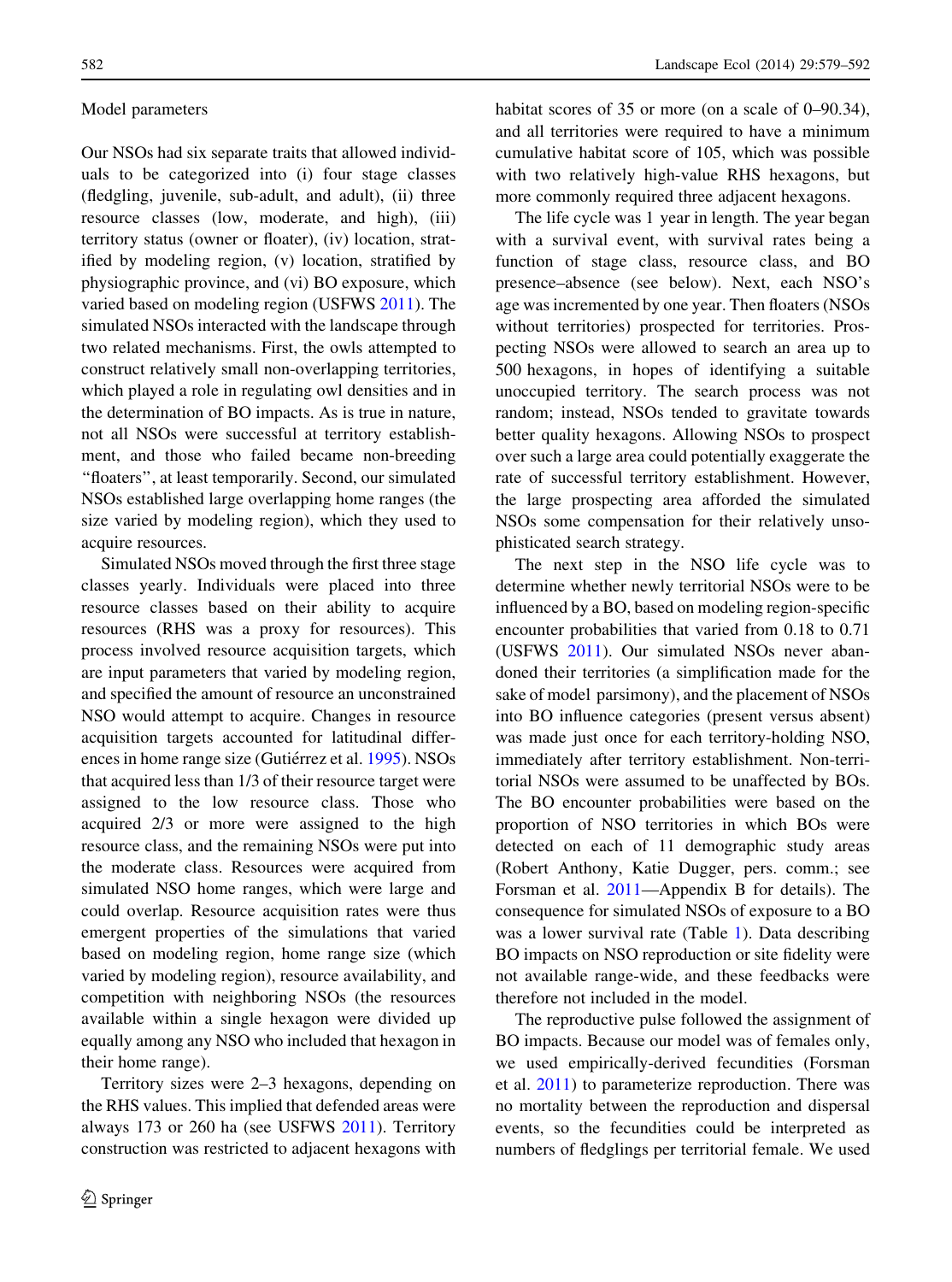### Model parameters

Our NSOs had six separate traits that allowed individuals to be categorized into (i) four stage classes (fledging, juvenile, sub-adult, and adult), (ii) three resource classes (low, moderate, and high), (iii) territory status (owner or floater), (iv) location, stratified by modeling region, (v) location, stratified by physiographic province, and (vi) BO exposure, which varied based on modeling region (USFWS 2011). The simulated NSOs interacted with the landscape through two related mechanisms. First, the owls attempted to construct relatively small non-overlapping territories, which played a role in regulating owl densities and in the determination of BO impacts. As is true in nature, not all NSOs were successful at territory establishment, and those who failed became non-breeding "floaters", at least temporarily. Second, our simulated NSOs established large overlapping home ranges (the size varied by modeling region), which they used to acquire resources.

Simulated NSOs moved through the first three stage classes yearly. Individuals were placed into three resource classes based on their ability to acquire resources (RHS was a proxy for resources). This process involved resource acquisition targets, which are input parameters that varied by modeling region, and specified the amount of resource an unconstrained NSO would attempt to acquire. Changes in resource acquisition targets accounted for latitudinal differences in home range size (Gutiérrez et al. 1995). NSOs that acquired less than 1/3 of their resource target were assigned to the low resource class. Those who acquired 2/3 or more were assigned to the high resource class, and the remaining NSOs were put into the moderate class. Resources were acquired from simulated NSO home ranges, which were large and could overlap. Resource acquisition rates were thus emergent properties of the simulations that varied based on modeling region, home range size (which varied by modeling region), resource availability, and competition with neighboring NSOs (the resources available within a single hexagon were divided up equally among any NSO who included that hexagon in their home range).

Territory sizes were 2–3 hexagons, depending on the RHS values. This implied that defended areas were always 173 or 260 ha (see USFWS 2011). Territory construction was restricted to adjacent hexagons with habitat scores of 35 or more (on a scale of 0–90.34), and all territories were required to have a minimum cumulative habitat score of 105, which was possible with two relatively high-value RHS hexagons, but more commonly required three adjacent hexagons.

The life cycle was 1 year in length. The year began with a survival event, with survival rates being a function of stage class, resource class, and BO presence–absence (see below). Next, each NSO's age was incremented by one year. Then floaters (NSOs without territories) prospected for territories. Prospecting NSOs were allowed to search an area up to 500 hexagons, in hopes of identifying a suitable unoccupied territory. The search process was not random; instead, NSOs tended to gravitate towards better quality hexagons. Allowing NSOs to prospect over such a large area could potentially exaggerate the rate of successful territory establishment. However, the large prospecting area afforded the simulated NSOs some compensation for their relatively unsophisticated search strategy.

The next step in the NSO life cycle was to determine whether newly territorial NSOs were to be influenced by a BO, based on modeling region-specific encounter probabilities that varied from 0.18 to 0.71 (USFWS 2011). Our simulated NSOs never abandoned their territories (a simplification made for the sake of model parsimony), and the placement of NSOs into BO influence categories (present versus absent) was made just once for each territory-holding NSO, immediately after territory establishment. Non-territorial NSOs were assumed to be unaffected by BOs. The BO encounter probabilities were based on the proportion of NSO territories in which BOs were detected on each of 11 demographic study areas (Robert Anthony, Katie Dugger, pers. comm.; see Forsman et al. 2011—Appendix B for details). The consequence for simulated NSOs of exposure to a BO was a lower survival rate (Table 1). Data describing BO impacts on NSO reproduction or site fidelity were not available range-wide, and these feedbacks were therefore not included in the model.

The reproductive pulse followed the assignment of BO impacts. Because our model was of females only, we used empirically-derived fecundities (Forsman et al. 2011) to parameterize reproduction. There was no mortality between the reproduction and dispersal events, so the fecundities could be interpreted as numbers of fledglings per territorial female. We used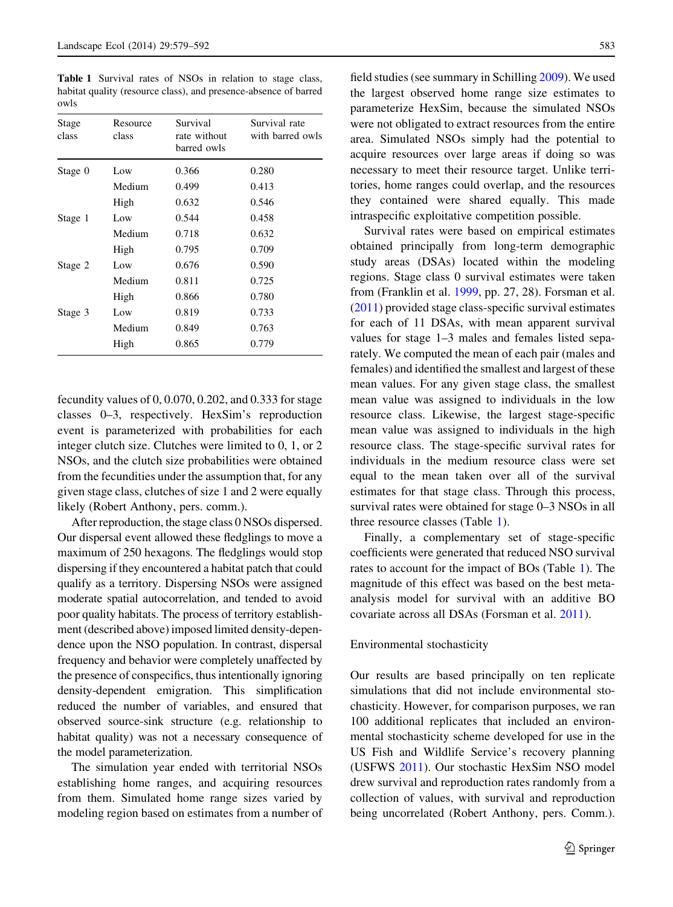**Table 1** Survival rates of NSOs in relation to stage class, habitat quality (resource class), and presence-absence of barred owls

| Stage class | Resource class | Survival rate without barred owls | Survival rate with barred owls |
|---|---|---|---|
| Stage 0 | Low | 0.366 | 0.280 |
| | Medium | 0.499 | 0.413 |
| | High | 0.632 | 0.546 |
| Stage 1 | Low | 0.544 | 0.458 |
| | Medium | 0.718 | 0.632 |
| | High | 0.795 | 0.709 |
| Stage 2 | Low | 0.676 | 0.590 |
| | Medium | 0.811 | 0.725 |
| | High | 0.866 | 0.780 |
| Stage 3 | Low | 0.819 | 0.733 |
| | Medium | 0.849 | 0.763 |
| | High | 0.865 | 0.779 |

fecundity values of 0, 0.070, 0.202, and 0.333 for stage classes 0–3, respectively. HexSim's reproduction event is parameterized with probabilities for each integer clutch size. Clutches were limited to 0, 1, or 2 NSOs, and the clutch size probabilities were obtained from the fecundities under the assumption that, for any given stage class, clutches of size 1 and 2 were equally likely (Robert Anthony, pers. comm.).

After reproduction, the stage class 0 NSOs dispersed. Our dispersal event allowed these fledglings to move a maximum of 250 hexagons. The fledglings would stop dispersing if they encountered a habitat patch that could qualify as a territory. Dispersing NSOs were assigned moderate spatial autocorrelation, and tended to avoid poor quality habitats. The process of territory establishment (described above) imposed limited density-dependence upon the NSO population. In contrast, dispersal frequency and behavior were completely unaffected by the presence of conspecifics, thus intentionally ignoring density-dependent emigration. This simplification reduced the number of variables, and ensured that observed source-sink structure (e.g. relationship to habitat quality) was not a necessary consequence of the model parameterization.

The simulation year ended with territorial NSOs establishing home ranges, and acquiring resources from them. Simulated home range sizes varied by modeling region based on estimates from a number of field studies (see summary in Schilling 2009). We used the largest observed home range size estimates to parameterize HexSim, because the simulated NSOs were not obligated to extract resources from the entire area. Simulated NSOs simply had the potential to acquire resources over large areas if doing so was necessary to meet their resource target. Unlike territories, home ranges could overlap, and the resources they contained were shared equally. This made intraspecific exploitative competition possible.

Survival rates were based on empirical estimates obtained principally from long-term demographic study areas (DSAs) located within the modeling regions. Stage class 0 survival estimates were taken from (Franklin et al. 1999, pp. 27, 28). Forsman et al. (2011) provided stage class-specific survival estimates for each of 11 DSAs, with mean apparent survival values for stage 1–3 males and females listed separately. We computed the mean of each pair (males and females) and identified the smallest and largest of these mean values. For any given stage class, the smallest mean value was assigned to individuals in the low resource class. Likewise, the largest stage-specific mean value was assigned to individuals in the high resource class. The stage-specific survival rates for individuals in the medium resource class were set equal to the mean taken over all of the survival estimates for that stage class. Through this process, survival rates were obtained for stage 0–3 NSOs in all three resource classes (Table 1).

Finally, a complementary set of stage-specific coefficients were generated that reduced NSO survival rates to account for the impact of BOs (Table 1). The magnitude of this effect was based on the best meta-analysis model for survival with an additive BO covariate across all DSAs (Forsman et al. 2011).

## Environmental stochasticity

Our results are based principally on ten replicate simulations that did not include environmental stochasticity. However, for comparison purposes, we ran 100 additional replicates that included an environmental stochasticity scheme developed for use in the US Fish and Wildlife Service's recovery planning (USFWS 2011). Our stochastic HexSim NSO model drew survival and reproduction rates randomly from a collection of values, with survival and reproduction being uncorrelated (Robert Anthony, pers. Comm.).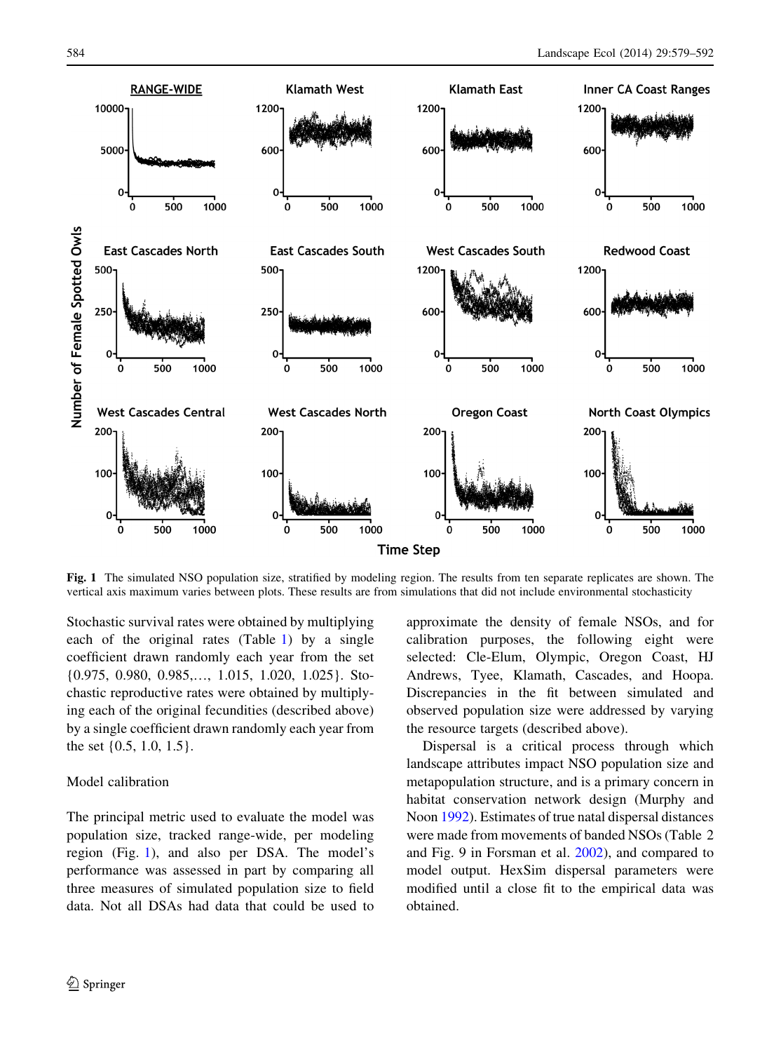Fig. 1 The simulated NSO population size, stratified by modeling region. The results from ten separate replicates are shown. The vertical axis maximum varies between plots. These results are from simulations that did not include environmental stochasticity

Stochastic survival rates were obtained by multiplying each of the original rates (Table 1) by a single coefficient drawn randomly each year from the set {0.975, 0.980, 0.985,…, 1.015, 1.020, 1.025}. Stochastic reproductive rates were obtained by multiplying each of the original fecundities (described above) by a single coefficient drawn randomly each year from the set {0.5, 1.0, 1.5}.

## Model calibration

The principal metric used to evaluate the model was population size, tracked range-wide, per modeling region (Fig. 1), and also per DSA. The model's performance was assessed in part by comparing all three measures of simulated population size to field data. Not all DSAs had data that could be used to approximate the density of female NSOs, and for calibration purposes, the following eight were selected: Cle-Elum, Olympic, Oregon Coast, HJ Andrews, Tyee, Klamath, Cascades, and Hoopa. Discrepancies in the fit between simulated and observed population size were addressed by varying the resource targets (described above).

Dispersal is a critical process through which landscape attributes impact NSO population size and metapopulation structure, and is a primary concern in habitat conservation network design (Murphy and Noon 1992). Estimates of true natal dispersal distances were made from movements of banded NSOs (Table 2 and Fig. 9 in Forsman et al. 2002), and compared to model output. HexSim dispersal parameters were modified until a close fit to the empirical data was obtained.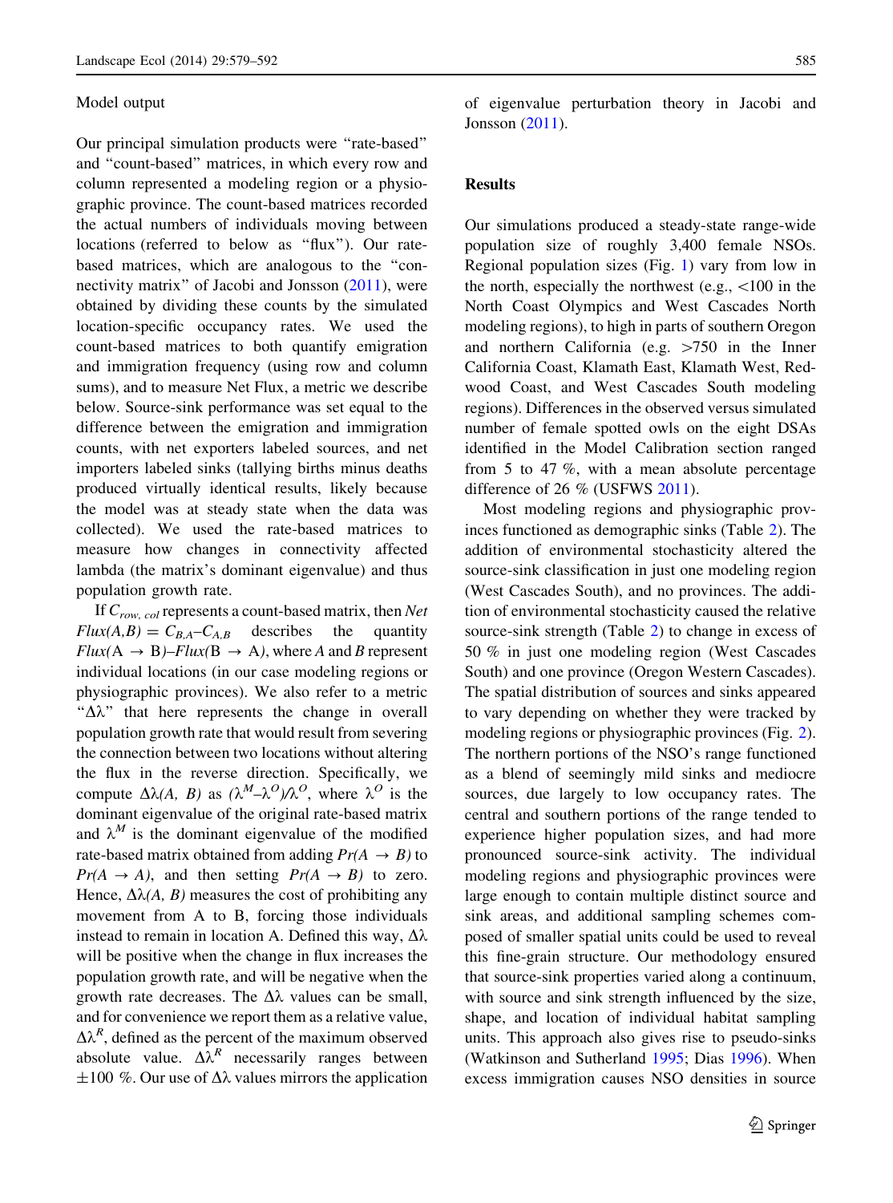Model output

Our principal simulation products were "rate-based" and "count-based" matrices, in which every row and column represented a modeling region or a physiographic province. The count-based matrices recorded the actual numbers of individuals moving between locations (referred to below as "flux"). Our rate-based matrices, which are analogous to the "connectivity matrix" of Jacobi and Jonsson (2011), were obtained by dividing these counts by the simulated location-specific occupancy rates. We used the count-based matrices to both quantify emigration and immigration frequency (using row and column sums), and to measure Net Flux, a metric we describe below. Source-sink performance was set equal to the difference between the emigration and immigration counts, with net exporters labeled sources, and net importers labeled sinks (tallying births minus deaths produced virtually identical results, likely because the model was at steady state when the data was collected). We used the rate-based matrices to measure how changes in connectivity affected lambda (the matrix's dominant eigenvalue) and thus population growth rate.

If $C_{row,\ col}$ represents a count-based matrix, then $Net\ Flux(A,B) = C_{B,A} - C_{A,B}$ describes the quantity $Flux(A \rightarrow B) - Flux(B \rightarrow A)$, where $A$ and $B$ represent individual locations (in our case modeling regions or physiographic provinces). We also refer to a metric "$\Delta\lambda$" that here represents the change in overall population growth rate that would result from severing the connection between two locations without altering the flux in the reverse direction. Specifically, we compute $\Delta\lambda(A, B)$ as $(\lambda^M - \lambda^O)/\lambda^O$, where $\lambda^O$ is the dominant eigenvalue of the original rate-based matrix and $\lambda^M$ is the dominant eigenvalue of the modified rate-based matrix obtained from adding $Pr(A \rightarrow B)$ to $Pr(A \rightarrow A)$, and then setting $Pr(A \rightarrow B)$ to zero. Hence, $\Delta\lambda(A, B)$ measures the cost of prohibiting any movement from A to B, forcing those individuals instead to remain in location A. Defined this way, $\Delta\lambda$ will be positive when the change in flux increases the population growth rate, and will be negative when the growth rate decreases. The $\Delta\lambda$ values can be small, and for convenience we report them as a relative value, $\Delta\lambda^R$, defined as the percent of the maximum observed absolute value. $\Delta\lambda^R$ necessarily ranges between $\pm 100$ %. Our use of $\Delta\lambda$ values mirrors the application of eigenvalue perturbation theory in Jacobi and Jonsson (2011).

## Results

Our simulations produced a steady-state range-wide population size of roughly 3,400 female NSOs. Regional population sizes (Fig. 1) vary from low in the north, especially the northwest (e.g., <100 in the North Coast Olympics and West Cascades North modeling regions), to high in parts of southern Oregon and northern California (e.g. >750 in the Inner California Coast, Klamath East, Klamath West, Redwood Coast, and West Cascades South modeling regions). Differences in the observed versus simulated number of female spotted owls on the eight DSAs identified in the Model Calibration section ranged from 5 to 47 %, with a mean absolute percentage difference of 26 % (USFWS 2011).

Most modeling regions and physiographic provinces functioned as demographic sinks (Table 2). The addition of environmental stochasticity altered the source-sink classification in just one modeling region (West Cascades South), and no provinces. The addition of environmental stochasticity caused the relative source-sink strength (Table 2) to change in excess of 50 % in just one modeling region (West Cascades South) and one province (Oregon Western Cascades). The spatial distribution of sources and sinks appeared to vary depending on whether they were tracked by modeling regions or physiographic provinces (Fig. 2). The northern portions of the NSO's range functioned as a blend of seemingly mild sinks and mediocre sources, due largely to low occupancy rates. The central and southern portions of the range tended to experience higher population sizes, and had more pronounced source-sink activity. The individual modeling regions and physiographic provinces were large enough to contain multiple distinct source and sink areas, and additional sampling schemes composed of smaller spatial units could be used to reveal this fine-grain structure. Our methodology ensured that source-sink properties varied along a continuum, with source and sink strength influenced by the size, shape, and location of individual habitat sampling units. This approach also gives rise to pseudo-sinks (Watkinson and Sutherland 1995; Dias 1996). When excess immigration causes NSO densities in source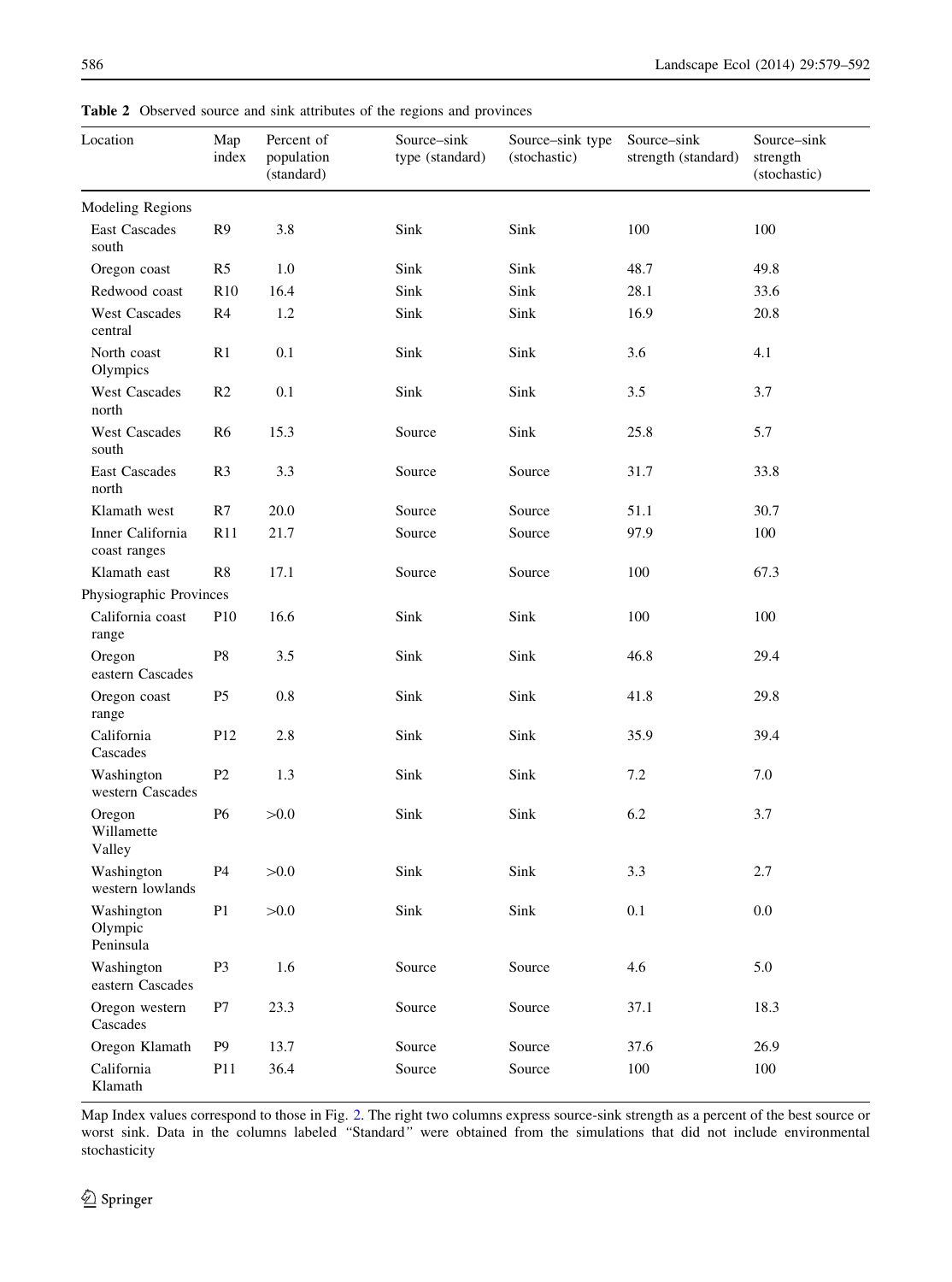**Table 2** Observed source and sink attributes of the regions and provinces

| Location | Map index | Percent of population (standard) | Source–sink type (standard) | Source–sink type (stochastic) | Source–sink strength (standard) | Source–sink strength (stochastic) |
|---|---|---|---|---|---|---|
| Modeling Regions | | | | | | |
| East Cascades south | R9 | 3.8 | Sink | Sink | 100 | 100 |
| Oregon coast | R5 | 1.0 | Sink | Sink | 48.7 | 49.8 |
| Redwood coast | R10 | 16.4 | Sink | Sink | 28.1 | 33.6 |
| West Cascades central | R4 | 1.2 | Sink | Sink | 16.9 | 20.8 |
| North coast Olympics | R1 | 0.1 | Sink | Sink | 3.6 | 4.1 |
| West Cascades north | R2 | 0.1 | Sink | Sink | 3.5 | 3.7 |
| West Cascades south | R6 | 15.3 | Source | Sink | 25.8 | 5.7 |
| East Cascades north | R3 | 3.3 | Source | Source | 31.7 | 33.8 |
| Klamath west | R7 | 20.0 | Source | Source | 51.1 | 30.7 |
| Inner California coast ranges | R11 | 21.7 | Source | Source | 97.9 | 100 |
| Klamath east | R8 | 17.1 | Source | Source | 100 | 67.3 |
| Physiographic Provinces | | | | | | |
| California coast range | P10 | 16.6 | Sink | Sink | 100 | 100 |
| Oregon eastern Cascades | P8 | 3.5 | Sink | Sink | 46.8 | 29.4 |
| Oregon coast range | P5 | 0.8 | Sink | Sink | 41.8 | 29.8 |
| California Cascades | P12 | 2.8 | Sink | Sink | 35.9 | 39.4 |
| Washington western Cascades | P2 | 1.3 | Sink | Sink | 7.2 | 7.0 |
| Oregon Willamette Valley | P6 | >0.0 | Sink | Sink | 6.2 | 3.7 |
| Washington western lowlands | P4 | >0.0 | Sink | Sink | 3.3 | 2.7 |
| Washington Olympic Peninsula | P1 | >0.0 | Sink | Sink | 0.1 | 0.0 |
| Washington eastern Cascades | P3 | 1.6 | Source | Source | 4.6 | 5.0 |
| Oregon western Cascades | P7 | 23.3 | Source | Source | 37.1 | 18.3 |
| Oregon Klamath | P9 | 13.7 | Source | Source | 37.6 | 26.9 |
| California Klamath | P11 | 36.4 | Source | Source | 100 | 100 |

Map Index values correspond to those in Fig. 2. The right two columns express source-sink strength as a percent of the best source or worst sink. Data in the columns labeled "Standard" were obtained from the simulations that did not include environmental stochasticity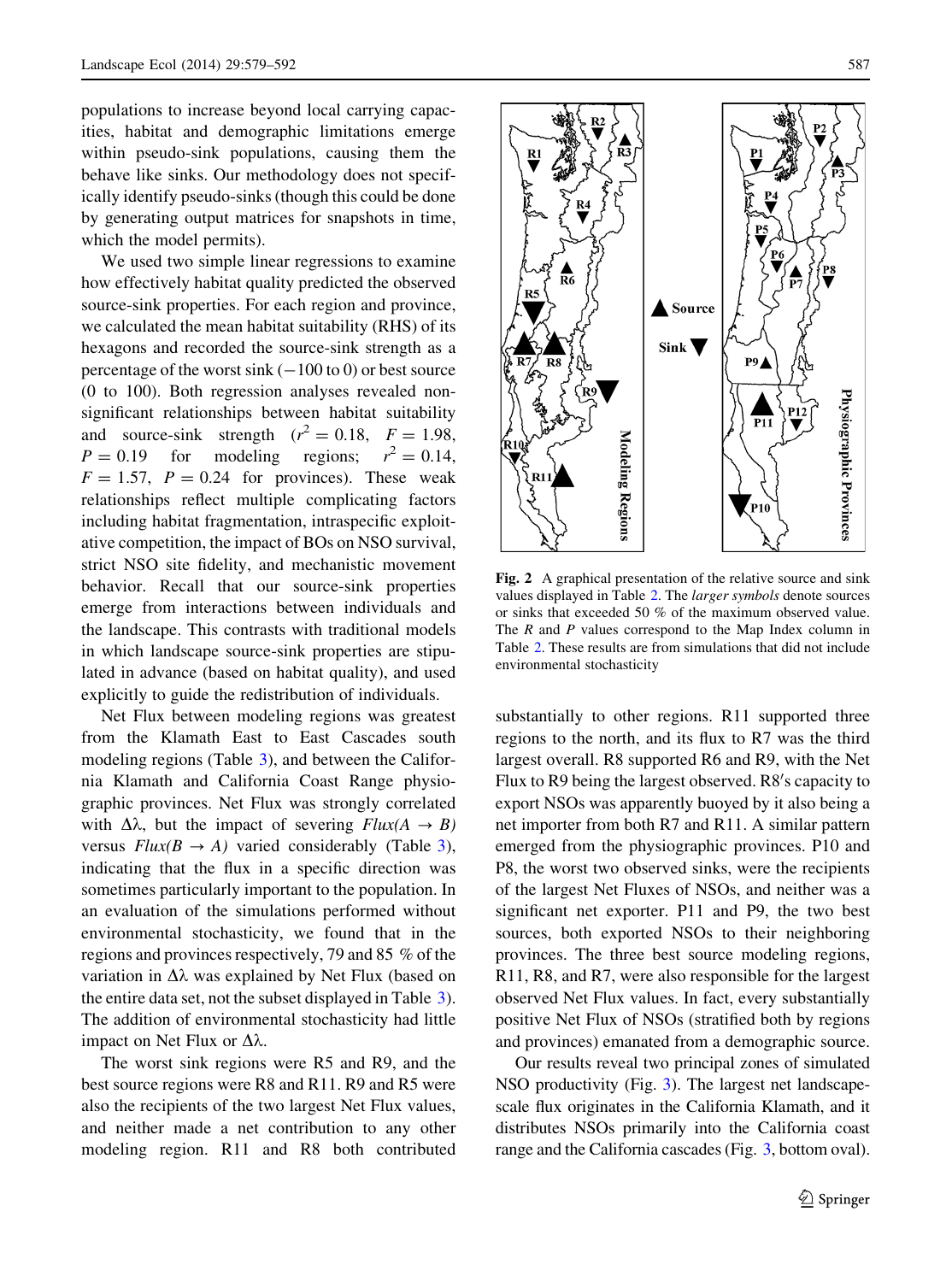populations to increase beyond local carrying capacities, habitat and demographic limitations emerge within pseudo-sink populations, causing them the behave like sinks. Our methodology does not specifically identify pseudo-sinks (though this could be done by generating output matrices for snapshots in time, which the model permits).

We used two simple linear regressions to examine how effectively habitat quality predicted the observed source-sink properties. For each region and province, we calculated the mean habitat suitability (RHS) of its hexagons and recorded the source-sink strength as a percentage of the worst sink (−100 to 0) or best source (0 to 100). Both regression analyses revealed non-significant relationships between habitat suitability and source-sink strength ($r^2 = 0.18$, $F = 1.98$, $P = 0.19$ for modeling regions; $r^2 = 0.14$, $F = 1.57$, $P = 0.24$ for provinces). These weak relationships reflect multiple complicating factors including habitat fragmentation, intraspecific exploitative competition, the impact of BOs on NSO survival, strict NSO site fidelity, and mechanistic movement behavior. Recall that our source-sink properties emerge from interactions between individuals and the landscape. This contrasts with traditional models in which landscape source-sink properties are stipulated in advance (based on habitat quality), and used explicitly to guide the redistribution of individuals.

Net Flux between modeling regions was greatest from the Klamath East to East Cascades south modeling regions (Table 3), and between the California Klamath and California Coast Range physiographic provinces. Net Flux was strongly correlated with $\Delta\lambda$, but the impact of severing *Flux*($A \rightarrow B$) versus *Flux*($B \rightarrow A$) varied considerably (Table 3), indicating that the flux in a specific direction was sometimes particularly important to the population. In an evaluation of the simulations performed without environmental stochasticity, we found that in the regions and provinces respectively, 79 and 85 % of the variation in $\Delta\lambda$ was explained by Net Flux (based on the entire data set, not the subset displayed in Table 3). The addition of environmental stochasticity had little impact on Net Flux or $\Delta\lambda$.

The worst sink regions were R5 and R9, and the best source regions were R8 and R11. R9 and R5 were also the recipients of the two largest Net Flux values, and neither made a net contribution to any other modeling region. R11 and R8 both contributed substantially to other regions. R11 supported three regions to the north, and its flux to R7 was the third largest overall. R8 supported R6 and R9, with the Net Flux to R9 being the largest observed. R8′s capacity to export NSOs was apparently buoyed by it also being a net importer from both R7 and R11. A similar pattern emerged from the physiographic provinces. P10 and P8, the worst two observed sinks, were the recipients of the largest Net Fluxes of NSOs, and neither was a significant net exporter. P11 and P9, the two best sources, both exported NSOs to their neighboring provinces. The three best source modeling regions, R11, R8, and R7, were also responsible for the largest observed Net Flux values. In fact, every substantially positive Net Flux of NSOs (stratified both by regions and provinces) emanated from a demographic source.

Our results reveal two principal zones of simulated NSO productivity (Fig. 3). The largest net landscape-scale flux originates in the California Klamath, and it distributes NSOs primarily into the California coast range and the California cascades (Fig. 3, bottom oval).

**Fig. 2** A graphical presentation of the relative source and sink values displayed in Table 2. The *larger symbols* denote sources or sinks that exceeded 50 % of the maximum observed value. The *R* and *P* values correspond to the Map Index column in Table 2. These results are from simulations that did not include environmental stochasticity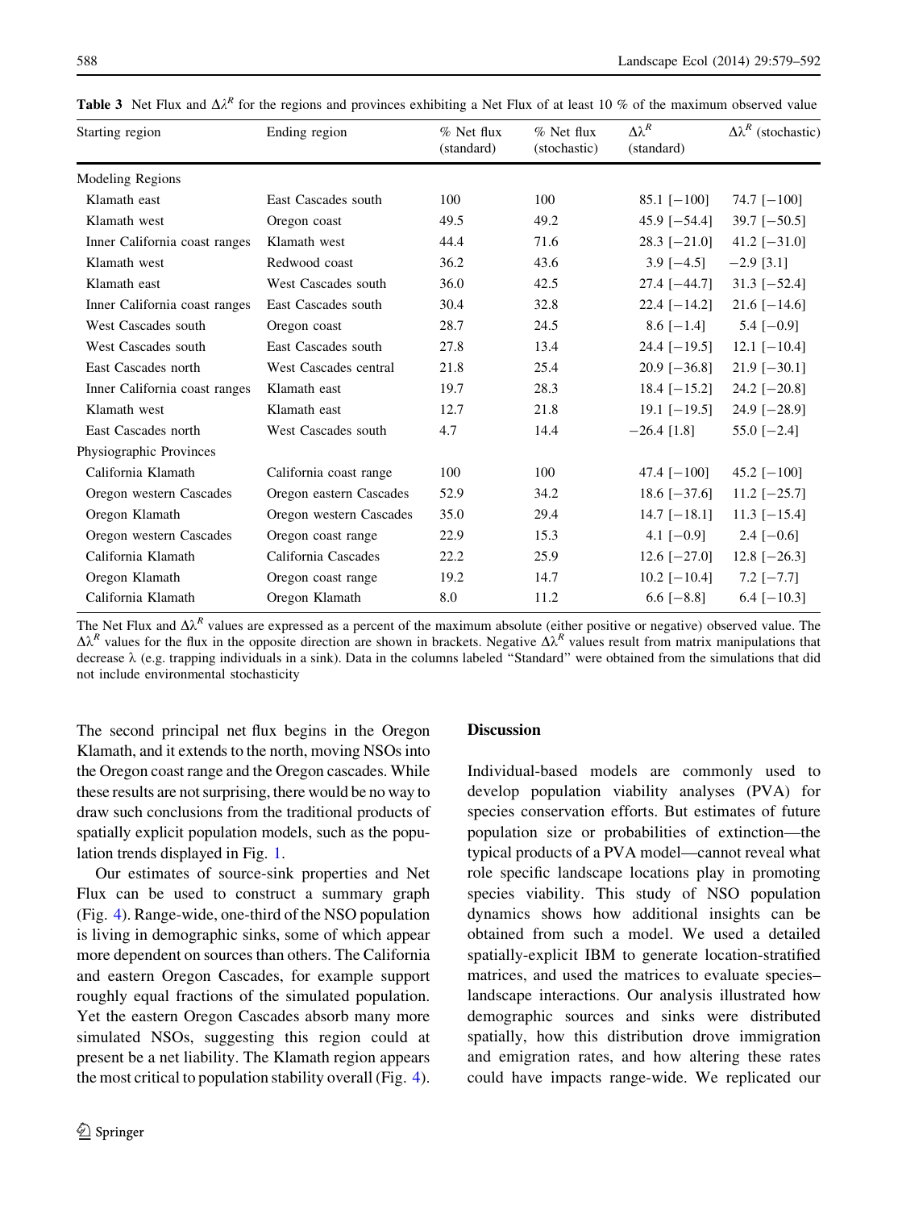**Table 3** Net Flux and $\Delta\lambda^R$ for the regions and provinces exhibiting a Net Flux of at least 10 % of the maximum observed value

| Starting region | Ending region | % Net flux (standard) | % Net flux (stochastic) | $\Delta\lambda^R$ (standard) | $\Delta\lambda^R$ (stochastic) |
|---|---|---|---|---|---|
| Modeling Regions | | | | | |
| Klamath east | East Cascades south | 100 | 100 | 85.1 [−100] | 74.7 [−100] |
| Klamath west | Oregon coast | 49.5 | 49.2 | 45.9 [−54.4] | 39.7 [−50.5] |
| Inner California coast ranges | Klamath west | 44.4 | 71.6 | 28.3 [−21.0] | 41.2 [−31.0] |
| Klamath west | Redwood coast | 36.2 | 43.6 | 3.9 [−4.5] | −2.9 [3.1] |
| Klamath east | West Cascades south | 36.0 | 42.5 | 27.4 [−44.7] | 31.3 [−52.4] |
| Inner California coast ranges | East Cascades south | 30.4 | 32.8 | 22.4 [−14.2] | 21.6 [−14.6] |
| West Cascades south | Oregon coast | 28.7 | 24.5 | 8.6 [−1.4] | 5.4 [−0.9] |
| West Cascades south | East Cascades south | 27.8 | 13.4 | 24.4 [−19.5] | 12.1 [−10.4] |
| East Cascades north | West Cascades central | 21.8 | 25.4 | 20.9 [−36.8] | 21.9 [−30.1] |
| Inner California coast ranges | Klamath east | 19.7 | 28.3 | 18.4 [−15.2] | 24.2 [−20.8] |
| Klamath west | Klamath east | 12.7 | 21.8 | 19.1 [−19.5] | 24.9 [−28.9] |
| East Cascades north | West Cascades south | 4.7 | 14.4 | −26.4 [1.8] | 55.0 [−2.4] |
| Physiographic Provinces | | | | | |
| California Klamath | California coast range | 100 | 100 | 47.4 [−100] | 45.2 [−100] |
| Oregon western Cascades | Oregon eastern Cascades | 52.9 | 34.2 | 18.6 [−37.6] | 11.2 [−25.7] |
| Oregon Klamath | Oregon western Cascades | 35.0 | 29.4 | 14.7 [−18.1] | 11.3 [−15.4] |
| Oregon western Cascades | Oregon coast range | 22.9 | 15.3 | 4.1 [−0.9] | 2.4 [−0.6] |
| California Klamath | California Cascades | 22.2 | 25.9 | 12.6 [−27.0] | 12.8 [−26.3] |
| Oregon Klamath | Oregon coast range | 19.2 | 14.7 | 10.2 [−10.4] | 7.2 [−7.7] |
| California Klamath | Oregon Klamath | 8.0 | 11.2 | 6.6 [−8.8] | 6.4 [−10.3] |

The Net Flux and $\Delta\lambda^R$ values are expressed as a percent of the maximum absolute (either positive or negative) observed value. The $\Delta\lambda^R$ values for the flux in the opposite direction are shown in brackets. Negative $\Delta\lambda^R$ values result from matrix manipulations that decrease $\lambda$ (e.g. trapping individuals in a sink). Data in the columns labeled "Standard" were obtained from the simulations that did not include environmental stochasticity

The second principal net flux begins in the Oregon Klamath, and it extends to the north, moving NSOs into the Oregon coast range and the Oregon cascades. While these results are not surprising, there would be no way to draw such conclusions from the traditional products of spatially explicit population models, such as the population trends displayed in Fig. 1.

Our estimates of source-sink properties and Net Flux can be used to construct a summary graph (Fig. 4). Range-wide, one-third of the NSO population is living in demographic sinks, some of which appear more dependent on sources than others. The California and eastern Oregon Cascades, for example support roughly equal fractions of the simulated population. Yet the eastern Oregon Cascades absorb many more simulated NSOs, suggesting this region could at present be a net liability. The Klamath region appears the most critical to population stability overall (Fig. 4).

## Discussion

Individual-based models are commonly used to develop population viability analyses (PVA) for species conservation efforts. But estimates of future population size or probabilities of extinction—the typical products of a PVA model—cannot reveal what role specific landscape locations play in promoting species viability. This study of NSO population dynamics shows how additional insights can be obtained from such a model. We used a detailed spatially-explicit IBM to generate location-stratified matrices, and used the matrices to evaluate species–landscape interactions. Our analysis illustrated how demographic sources and sinks were distributed spatially, how this distribution drove immigration and emigration rates, and how altering these rates could have impacts range-wide. We replicated our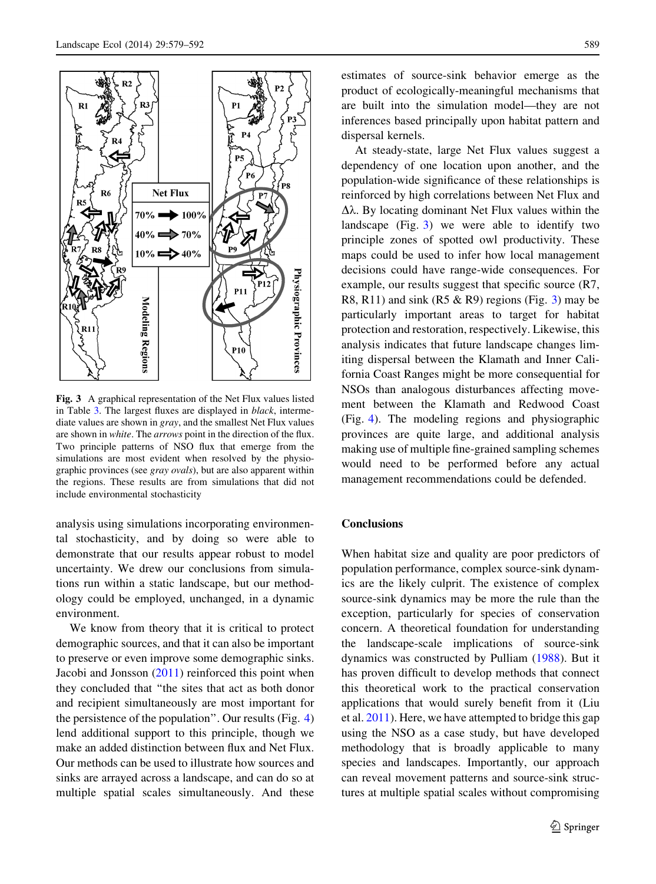Fig. 3 A graphical representation of the Net Flux values listed in Table 3. The largest fluxes are displayed in *black*, intermediate values are shown in *gray*, and the smallest Net Flux values are shown in *white*. The *arrows* point in the direction of the flux. Two principle patterns of NSO flux that emerge from the simulations are most evident when resolved by the physiographic provinces (see *gray ovals*), but are also apparent within the regions. These results are from simulations that did not include environmental stochasticity

analysis using simulations incorporating environmental stochasticity, and by doing so were able to demonstrate that our results appear robust to model uncertainty. We drew our conclusions from simulations run within a static landscape, but our methodology could be employed, unchanged, in a dynamic environment.

We know from theory that it is critical to protect demographic sources, and that it can also be important to preserve or even improve some demographic sinks. Jacobi and Jonsson (2011) reinforced this point when they concluded that "the sites that act as both donor and recipient simultaneously are most important for the persistence of the population". Our results (Fig. 4) lend additional support to this principle, though we make an added distinction between flux and Net Flux. Our methods can be used to illustrate how sources and sinks are arrayed across a landscape, and can do so at multiple spatial scales simultaneously. And these estimates of source-sink behavior emerge as the product of ecologically-meaningful mechanisms that are built into the simulation model—they are not inferences based principally upon habitat pattern and dispersal kernels.

At steady-state, large Net Flux values suggest a dependency of one location upon another, and the population-wide significance of these relationships is reinforced by high correlations between Net Flux and $\Delta\lambda$. By locating dominant Net Flux values within the landscape (Fig. 3) we were able to identify two principle zones of spotted owl productivity. These maps could be used to infer how local management decisions could have range-wide consequences. For example, our results suggest that specific source (R7, R8, R11) and sink (R5 & R9) regions (Fig. 3) may be particularly important areas to target for habitat protection and restoration, respectively. Likewise, this analysis indicates that future landscape changes limiting dispersal between the Klamath and Inner California Coast Ranges might be more consequential for NSOs than analogous disturbances affecting movement between the Klamath and Redwood Coast (Fig. 4). The modeling regions and physiographic provinces are quite large, and additional analysis making use of multiple fine-grained sampling schemes would need to be performed before any actual management recommendations could be defended.

## Conclusions

When habitat size and quality are poor predictors of population performance, complex source-sink dynamics are the likely culprit. The existence of complex source-sink dynamics may be more the rule than the exception, particularly for species of conservation concern. A theoretical foundation for understanding the landscape-scale implications of source-sink dynamics was constructed by Pulliam (1988). But it has proven difficult to develop methods that connect this theoretical work to the practical conservation applications that would surely benefit from it (Liu et al. 2011). Here, we have attempted to bridge this gap using the NSO as a case study, but have developed methodology that is broadly applicable to many species and landscapes. Importantly, our approach can reveal movement patterns and source-sink structures at multiple spatial scales without compromising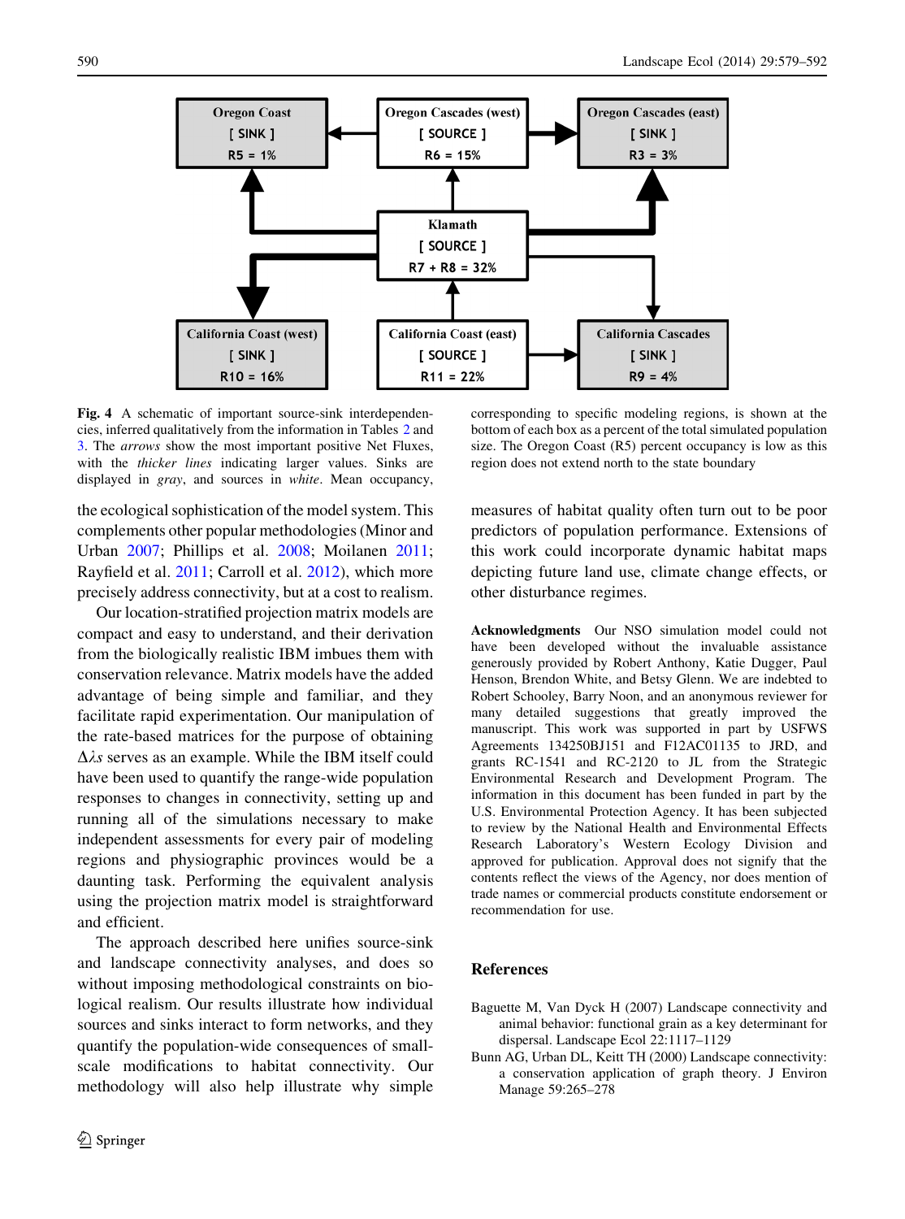Oregon Coast
[ SINK ]
R5 = 1%

Oregon Cascades (west)
[ SOURCE ]
R6 = 15%

Oregon Cascades (east)
[ SINK ]
R3 = 3%

Klamath
[ SOURCE ]
R7 + R8 = 32%

California Coast (west)
[ SINK ]
R10 = 16%

California Coast (east)
[ SOURCE ]
R11 = 22%

California Cascades
[ SINK ]
R9 = 4%

**Fig. 4** A schematic of important source-sink interdependencies, inferred qualitatively from the information in Tables 2 and 3. The *arrows* show the most important positive Net Fluxes, with the *thicker lines* indicating larger values. Sinks are displayed in *gray*, and sources in *white*. Mean occupancy, corresponding to specific modeling regions, is shown at the bottom of each box as a percent of the total simulated population size. The Oregon Coast (R5) percent occupancy is low as this region does not extend north to the state boundary

the ecological sophistication of the model system. This complements other popular methodologies (Minor and Urban 2007; Phillips et al. 2008; Moilanen 2011; Rayfield et al. 2011; Carroll et al. 2012), which more precisely address connectivity, but at a cost to realism.

Our location-stratified projection matrix models are compact and easy to understand, and their derivation from the biologically realistic IBM imbues them with conservation relevance. Matrix models have the added advantage of being simple and familiar, and they facilitate rapid experimentation. Our manipulation of the rate-based matrices for the purpose of obtaining $\Delta\lambda s$ serves as an example. While the IBM itself could have been used to quantify the range-wide population responses to changes in connectivity, setting up and running all of the simulations necessary to make independent assessments for every pair of modeling regions and physiographic provinces would be a daunting task. Performing the equivalent analysis using the projection matrix model is straightforward and efficient.

The approach described here unifies source-sink and landscape connectivity analyses, and does so without imposing methodological constraints on biological realism. Our results illustrate how individual sources and sinks interact to form networks, and they quantify the population-wide consequences of small-scale modifications to habitat connectivity. Our methodology will also help illustrate why simple measures of habitat quality often turn out to be poor predictors of population performance. Extensions of this work could incorporate dynamic habitat maps depicting future land use, climate change effects, or other disturbance regimes.

**Acknowledgments** Our NSO simulation model could not have been developed without the invaluable assistance generously provided by Robert Anthony, Katie Dugger, Paul Henson, Brendon White, and Betsy Glenn. We are indebted to Robert Schooley, Barry Noon, and an anonymous reviewer for many detailed suggestions that greatly improved the manuscript. This work was supported in part by USFWS Agreements 134250BJ151 and F12AC01135 to JRD, and grants RC-1541 and RC-2120 to JL from the Strategic Environmental Research and Development Program. The information in this document has been funded in part by the U.S. Environmental Protection Agency. It has been subjected to review by the National Health and Environmental Effects Research Laboratory's Western Ecology Division and approved for publication. Approval does not signify that the contents reflect the views of the Agency, nor does mention of trade names or commercial products constitute endorsement or recommendation for use.

## References

Baguette M, Van Dyck H (2007) Landscape connectivity and animal behavior: functional grain as a key determinant for dispersal. Landscape Ecol 22:1117–1129

Bunn AG, Urban DL, Keitt TH (2000) Landscape connectivity: a conservation application of graph theory. J Environ Manage 59:265–278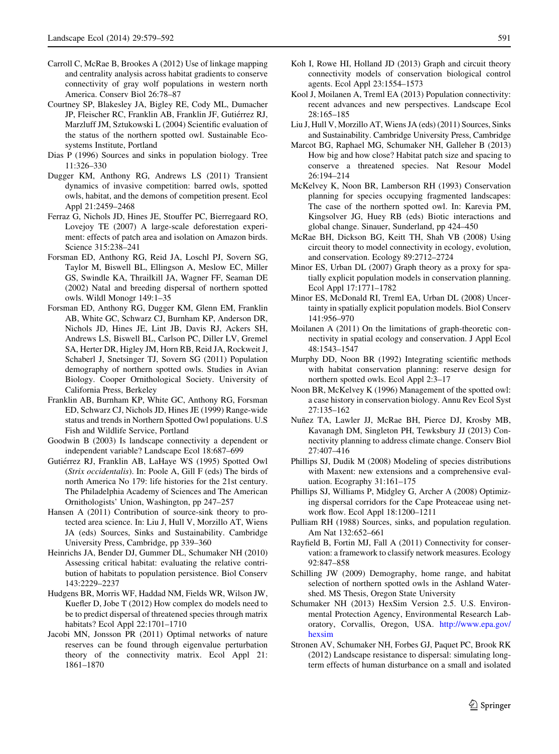Carroll C, McRae B, Brookes A (2012) Use of linkage mapping and centrality analysis across habitat gradients to conserve connectivity of gray wolf populations in western north America. Conserv Biol 26:78–87

Courtney SP, Blakesley JA, Bigley RE, Cody ML, Dumacher JP, Fleischer RC, Franklin AB, Franklin JF, Gutiérrez RJ, Marzluff JM, Sztukowski L (2004) Scientific evaluation of the status of the northern spotted owl. Sustainable Ecosystems Institute, Portland

Dias P (1996) Sources and sinks in population biology. Tree 11:326–330

Dugger KM, Anthony RG, Andrews LS (2011) Transient dynamics of invasive competition: barred owls, spotted owls, habitat, and the demons of competition present. Ecol Appl 21:2459–2468

Ferraz G, Nichols JD, Hines JE, Stouffer PC, Bierregaard RO, Lovejoy TE (2007) A large-scale deforestation experiment: effects of patch area and isolation on Amazon birds. Science 315:238–241

Forsman ED, Anthony RG, Reid JA, Loschl PJ, Sovern SG, Taylor M, Biswell BL, Ellingson A, Meslow EC, Miller GS, Swindle KA, Thrailkill JA, Wagner FF, Seaman DE (2002) Natal and breeding dispersal of northern spotted owls. Wildl Monogr 149:1–35

Forsman ED, Anthony RG, Dugger KM, Glenn EM, Franklin AB, White GC, Schwarz CJ, Burnham KP, Anderson DR, Nichols JD, Hines JE, Lint JB, Davis RJ, Ackers SH, Andrews LS, Biswell BL, Carlson PC, Diller LV, Gremel SA, Herter DR, Higley JM, Horn RB, Reid JA, Rockweit J, Schaberl J, Snetsinger TJ, Sovern SG (2011) Population demography of northern spotted owls. Studies in Avian Biology. Cooper Ornithological Society. University of California Press, Berkeley

Franklin AB, Burnham KP, White GC, Anthony RG, Forsman ED, Schwarz CJ, Nichols JD, Hines JE (1999) Range-wide status and trends in Northern Spotted Owl populations. U.S Fish and Wildlife Service, Portland

Goodwin B (2003) Is landscape connectivity a dependent or independent variable? Landscape Ecol 18:687–699

Gutiérrez RJ, Franklin AB, LaHaye WS (1995) Spotted Owl (*Strix occidentalis*). In: Poole A, Gill F (eds) The birds of north America No 179: life histories for the 21st century. The Philadelphia Academy of Sciences and The American Ornithologists' Union, Washington, pp 247–257

Hansen A (2011) Contribution of source-sink theory to protected area science. In: Liu J, Hull V, Morzillo AT, Wiens JA (eds) Sources, Sinks and Sustainability. Cambridge University Press, Cambridge, pp 339–360

Heinrichs JA, Bender DJ, Gummer DL, Schumaker NH (2010) Assessing critical habitat: evaluating the relative contribution of habitats to population persistence. Biol Conserv 143:2229–2237

Hudgens BR, Morris WF, Haddad NM, Fields WR, Wilson JW, Kuefler D, Jobe T (2012) How complex do models need to be to predict dispersal of threatened species through matrix habitats? Ecol Appl 22:1701–1710

Jacobi MN, Jonsson PR (2011) Optimal networks of nature reserves can be found through eigenvalue perturbation theory of the connectivity matrix. Ecol Appl 21: 1861–1870

Koh I, Rowe HI, Holland JD (2013) Graph and circuit theory connectivity models of conservation biological control agents. Ecol Appl 23:1554–1573

Kool J, Moilanen A, Treml EA (2013) Population connectivity: recent advances and new perspectives. Landscape Ecol 28:165–185

Liu J, Hull V, Morzillo AT, Wiens JA (eds) (2011) Sources, Sinks and Sustainability. Cambridge University Press, Cambridge

Marcot BG, Raphael MG, Schumaker NH, Galleher B (2013) How big and how close? Habitat patch size and spacing to conserve a threatened species. Nat Resour Model 26:194–214

McKelvey K, Noon BR, Lamberson RH (1993) Conservation planning for species occupying fragmented landscapes: The case of the northern spotted owl. In: Karevia PM, Kingsolver JG, Huey RB (eds) Biotic interactions and global change. Sinauer, Sunderland, pp 424–450

McRae BH, Dickson BG, Keitt TH, Shah VB (2008) Using circuit theory to model connectivity in ecology, evolution, and conservation. Ecology 89:2712–2724

Minor ES, Urban DL (2007) Graph theory as a proxy for spatially explicit population models in conservation planning. Ecol Appl 17:1771–1782

Minor ES, McDonald RI, Treml EA, Urban DL (2008) Uncertainty in spatially explicit population models. Biol Conserv 141:956–970

Moilanen A (2011) On the limitations of graph-theoretic connectivity in spatial ecology and conservation. J Appl Ecol 48:1543–1547

Murphy DD, Noon BR (1992) Integrating scientific methods with habitat conservation planning: reserve design for northern spotted owls. Ecol Appl 2:3–17

Noon BR, McKelvey K (1996) Management of the spotted owl: a case history in conservation biology. Annu Rev Ecol Syst 27:135–162

Nuñez TA, Lawler JJ, McRae BH, Pierce DJ, Krosby MB, Kavanagh DM, Singleton PH, Tewksbury JJ (2013) Connectivity planning to address climate change. Conserv Biol 27:407–416

Phillips SJ, Dudik M (2008) Modeling of species distributions with Maxent: new extensions and a comprehensive evaluation. Ecography 31:161–175

Phillips SJ, Williams P, Midgley G, Archer A (2008) Optimizing dispersal corridors for the Cape Proteaceae using network flow. Ecol Appl 18:1200–1211

Pulliam RH (1988) Sources, sinks, and population regulation. Am Nat 132:652–661

Rayfield B, Fortin MJ, Fall A (2011) Connectivity for conservation: a framework to classify network measures. Ecology 92:847–858

Schilling JW (2009) Demography, home range, and habitat selection of northern spotted owls in the Ashland Watershed. MS Thesis, Oregon State University

Schumaker NH (2013) HexSim Version 2.5. U.S. Environmental Protection Agency, Environmental Research Laboratory, Corvallis, Oregon, USA. http://www.epa.gov/hexsim

Stronen AV, Schumaker NH, Forbes GJ, Paquet PC, Brook RK (2012) Landscape resistance to dispersal: simulating long-term effects of human disturbance on a small and isolated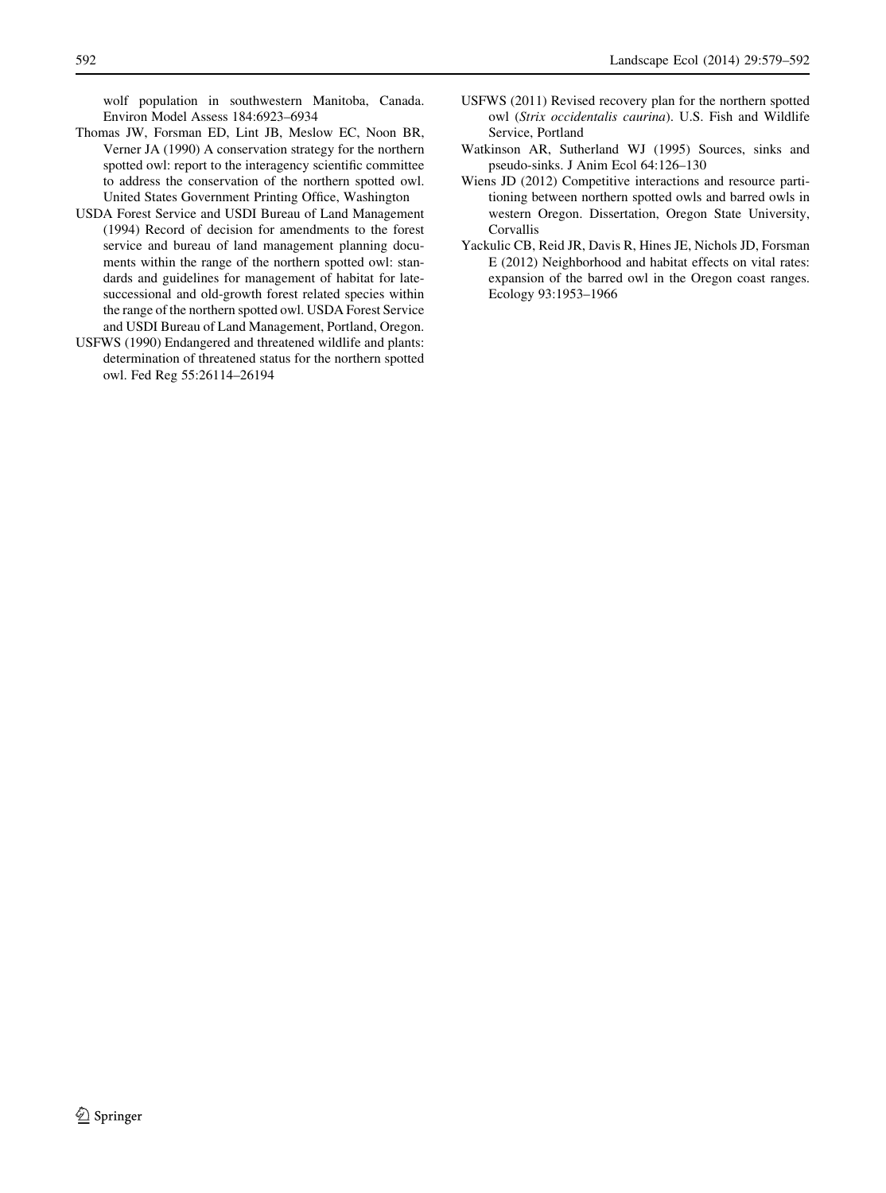wolf population in southwestern Manitoba, Canada. Environ Model Assess 184:6923–6934

Thomas JW, Forsman ED, Lint JB, Meslow EC, Noon BR, Verner JA (1990) A conservation strategy for the northern spotted owl: report to the interagency scientific committee to address the conservation of the northern spotted owl. United States Government Printing Office, Washington

USDA Forest Service and USDI Bureau of Land Management (1994) Record of decision for amendments to the forest service and bureau of land management planning documents within the range of the northern spotted owl: standards and guidelines for management of habitat for late-successional and old-growth forest related species within the range of the northern spotted owl. USDA Forest Service and USDI Bureau of Land Management, Portland, Oregon.

USFWS (1990) Endangered and threatened wildlife and plants: determination of threatened status for the northern spotted owl. Fed Reg 55:26114–26194

USFWS (2011) Revised recovery plan for the northern spotted owl (*Strix occidentalis caurina*). U.S. Fish and Wildlife Service, Portland

Watkinson AR, Sutherland WJ (1995) Sources, sinks and pseudo-sinks. J Anim Ecol 64:126–130

Wiens JD (2012) Competitive interactions and resource partitioning between northern spotted owls and barred owls in western Oregon. Dissertation, Oregon State University, Corvallis

Yackulic CB, Reid JR, Davis R, Hines JE, Nichols JD, Forsman E (2012) Neighborhood and habitat effects on vital rates: expansion of the barred owl in the Oregon coast ranges. Ecology 93:1953–1966